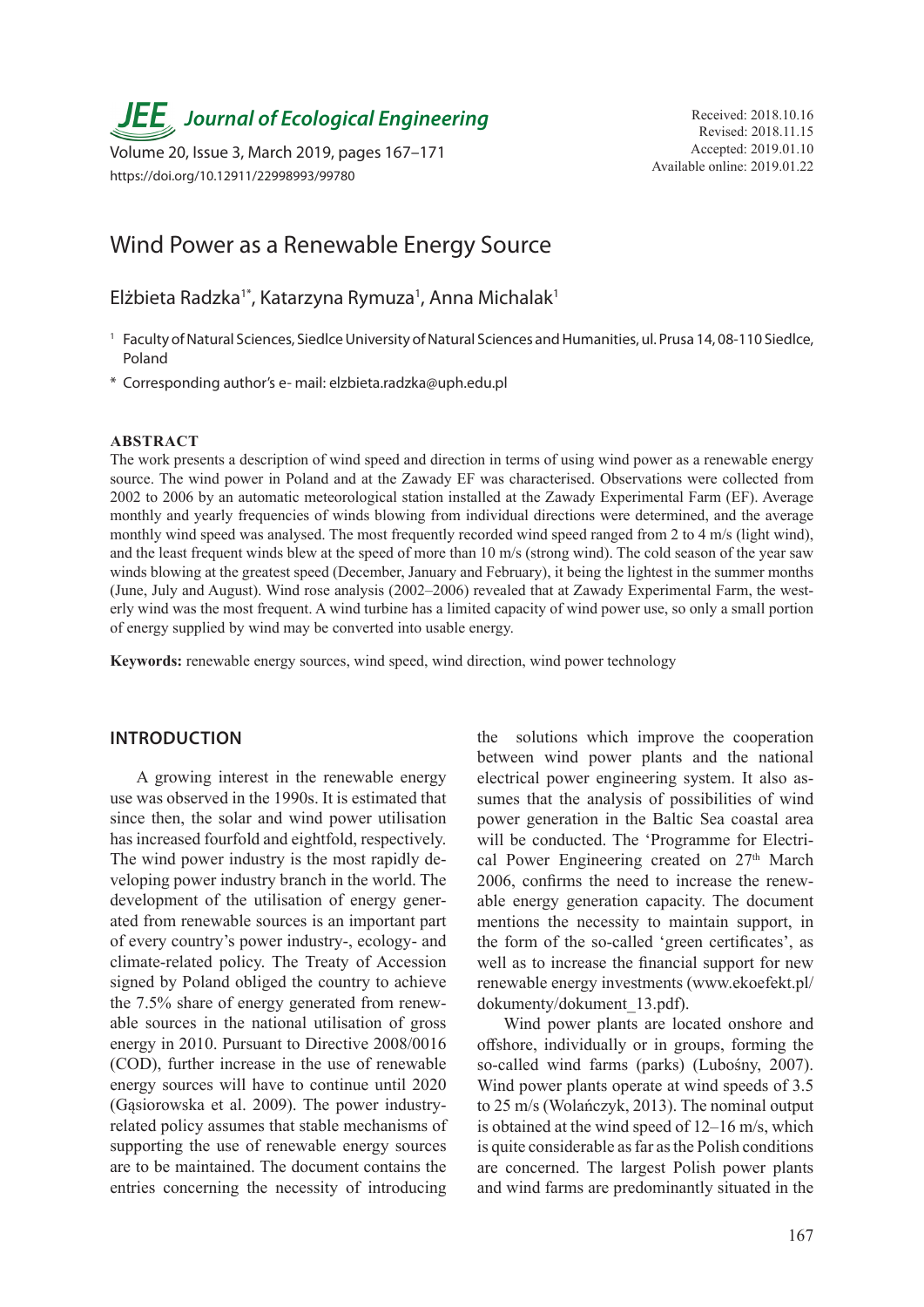# Wind Power as a Renewable Energy Source

Elżbieta Radzka[1*], Katarzyna Rymuza[1], Anna Michalak[1]

[1] Faculty of Natural Sciences, Siedlce University of Natural Sciences and Humanities, ul. Prusa 14, 08-110 Siedlce, Poland

[*] Corresponding author's e- mail: elzbieta.radzka@uph.edu.pl

Received: 2018.10.16
Revised: 2018.11.15
Accepted: 2019.01.10
Available online: 2019.01.22

https://doi.org/10.12911/22998993/99780

## ABSTRACT

The work presents a description of wind speed and direction in terms of using wind power as a renewable energy source. The wind power in Poland and at the Zawady EF was characterised. Observations were collected from 2002 to 2006 by an automatic meteorological station installed at the Zawady Experimental Farm (EF). Average monthly and yearly frequencies of winds blowing from individual directions were determined, and the average monthly wind speed was analysed. The most frequently recorded wind speed ranged from 2 to 4 m/s (light wind), and the least frequent winds blew at the speed of more than 10 m/s (strong wind). The cold season of the year saw winds blowing at the greatest speed (December, January and February), it being the lightest in the summer months (June, July and August). Wind rose analysis (2002–2006) revealed that at Zawady Experimental Farm, the westerly wind was the most frequent. A wind turbine has a limited capacity of wind power use, so only a small portion of energy supplied by wind may be converted into usable energy.

**Keywords:** renewable energy sources, wind speed, wind direction, wind power technology

## INTRODUCTION

A growing interest in the renewable energy use was observed in the 1990s. It is estimated that since then, the solar and wind power utilisation has increased fourfold and eightfold, respectively. The wind power industry is the most rapidly developing power industry branch in the world. The development of the utilisation of energy generated from renewable sources is an important part of every country's power industry-, ecology- and climate-related policy. The Treaty of Accession signed by Poland obliged the country to achieve the 7.5% share of energy generated from renewable sources in the national utilisation of gross energy in 2010. Pursuant to Directive 2008/0016 (COD), further increase in the use of renewable energy sources will have to continue until 2020 (Gąsiorowska et al. 2009). The power industry-related policy assumes that stable mechanisms of supporting the use of renewable energy sources are to be maintained. The document contains the entries concerning the necessity of introducing the solutions which improve the cooperation between wind power plants and the national electrical power engineering system. It also assumes that the analysis of possibilities of wind power generation in the Baltic Sea coastal area will be conducted. The 'Programme for Electrical Power Engineering created on 27th March 2006, confirms the need to increase the renewable energy generation capacity. The document mentions the necessity to maintain support, in the form of the so-called 'green certificates', as well as to increase the financial support for new renewable energy investments (www.ekoefekt.pl/dokumenty/dokument_13.pdf).

Wind power plants are located onshore and offshore, individually or in groups, forming the so-called wind farms (parks) (Lubośny, 2007). Wind power plants operate at wind speeds of 3.5 to 25 m/s (Wolańczyk, 2013). The nominal output is obtained at the wind speed of 12–16 m/s, which is quite considerable as far as the Polish conditions are concerned. The largest Polish power plants and wind farms are predominantly situated in the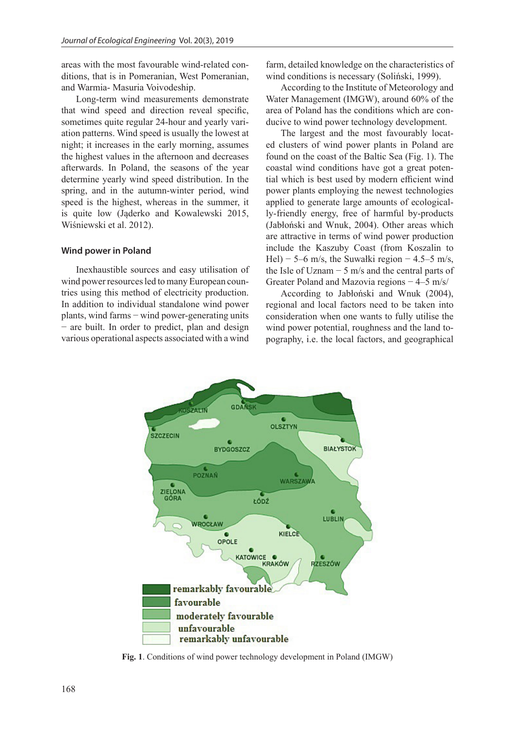areas with the most favourable wind-related conditions, that is in Pomeranian, West Pomeranian, and Warmia- Masuria Voivodeship.

Long-term wind measurements demonstrate that wind speed and direction reveal specific, sometimes quite regular 24-hour and yearly variation patterns. Wind speed is usually the lowest at night; it increases in the early morning, assumes the highest values in the afternoon and decreases afterwards. In Poland, the seasons of the year determine yearly wind speed distribution. In the spring, and in the autumn-winter period, wind speed is the highest, whereas in the summer, it is quite low (Jąderko and Kowalewski 2015, Wiśniewski et al. 2012).

## Wind power in Poland

Inexhaustible sources and easy utilisation of wind power resources led to many European countries using this method of electricity production. In addition to individual standalone wind power plants, wind farms − wind power-generating units − are built. In order to predict, plan and design various operational aspects associated with a wind farm, detailed knowledge on the characteristics of wind conditions is necessary (Soliński, 1999).

According to the Institute of Meteorology and Water Management (IMGW), around 60% of the area of Poland has the conditions which are conducive to wind power technology development.

The largest and the most favourably located clusters of wind power plants in Poland are found on the coast of the Baltic Sea (Fig. 1). The coastal wind conditions have got a great potential which is best used by modern efficient wind power plants employing the newest technologies applied to generate large amounts of ecologically-friendly energy, free of harmful by-products (Jabłoński and Wnuk, 2004). Other areas which are attractive in terms of wind power production include the Kaszuby Coast (from Koszalin to Hel) − 5–6 m/s, the Suwałki region − 4.5–5 m/s, the Isle of Uznam − 5 m/s and the central parts of Greater Poland and Mazovia regions − 4–5 m/s/

According to Jabłoński and Wnuk (2004), regional and local factors need to be taken into consideration when one wants to fully utilise the wind power potential, roughness and the land topography, i.e. the local factors, and geographical

**Fig. 1**. Conditions of wind power technology development in Poland (IMGW)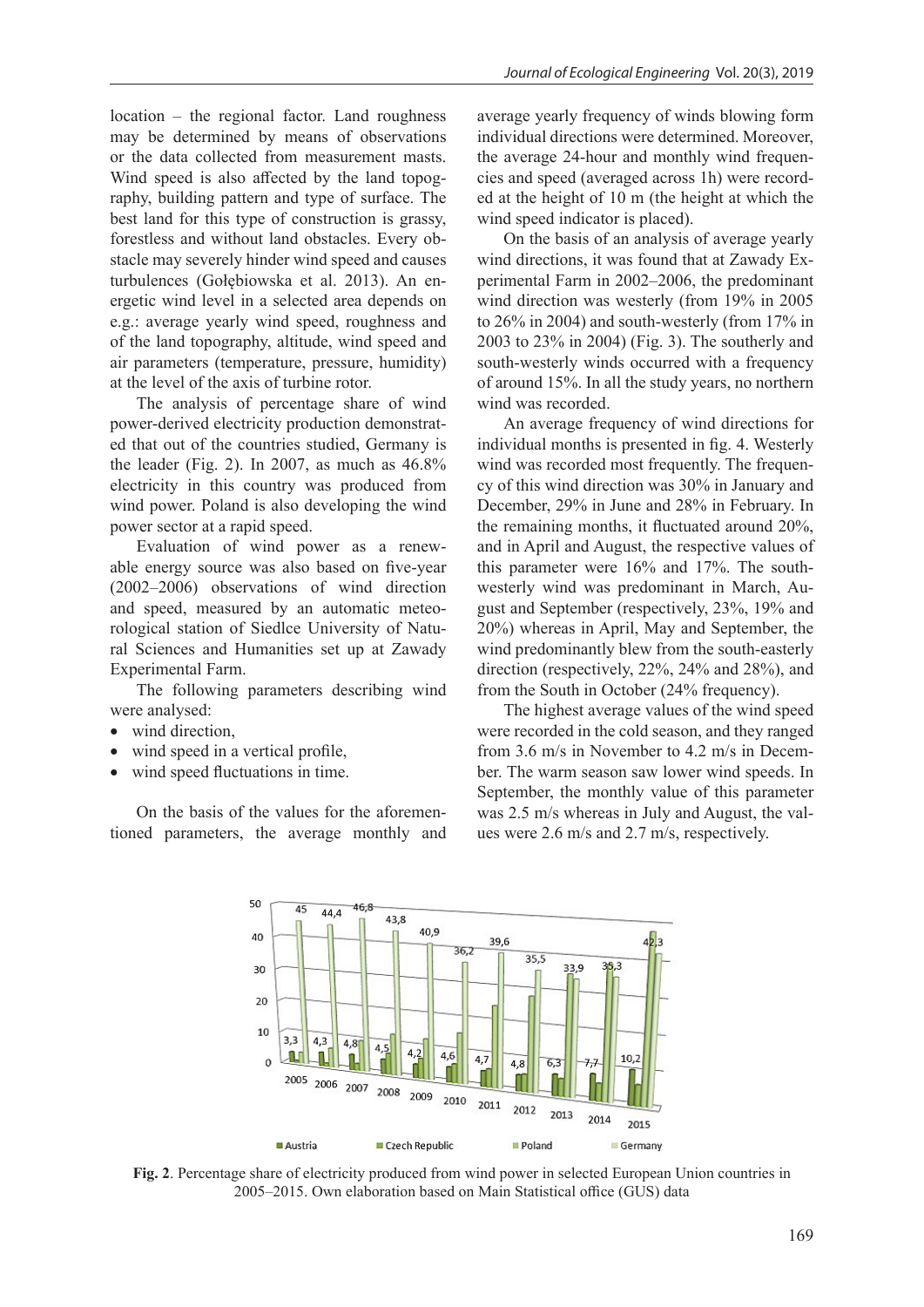location – the regional factor. Land roughness may be determined by means of observations or the data collected from measurement masts. Wind speed is also affected by the land topography, building pattern and type of surface. The best land for this type of construction is grassy, forestless and without land obstacles. Every obstacle may severely hinder wind speed and causes turbulences (Gołębiowska et al. 2013). An energetic wind level in a selected area depends on e.g.: average yearly wind speed, roughness and of the land topography, altitude, wind speed and air parameters (temperature, pressure, humidity) at the level of the axis of turbine rotor.

The analysis of percentage share of wind power-derived electricity production demonstrated that out of the countries studied, Germany is the leader (Fig. 2). In 2007, as much as 46.8% electricity in this country was produced from wind power. Poland is also developing the wind power sector at a rapid speed.

Evaluation of wind power as a renewable energy source was also based on five-year (2002–2006) observations of wind direction and speed, measured by an automatic meteorological station of Siedlce University of Natural Sciences and Humanities set up at Zawady Experimental Farm.

The following parameters describing wind were analysed:

- wind direction,
- wind speed in a vertical profile,
- wind speed fluctuations in time.

On the basis of the values for the aforementioned parameters, the average monthly and average yearly frequency of winds blowing form individual directions were determined. Moreover, the average 24-hour and monthly wind frequencies and speed (averaged across 1h) were recorded at the height of 10 m (the height at which the wind speed indicator is placed).

On the basis of an analysis of average yearly wind directions, it was found that at Zawady Experimental Farm in 2002–2006, the predominant wind direction was westerly (from 19% in 2005 to 26% in 2004) and south-westerly (from 17% in 2003 to 23% in 2004) (Fig. 3). The southerly and south-westerly winds occurred with a frequency of around 15%. In all the study years, no northern wind was recorded.

An average frequency of wind directions for individual months is presented in fig. 4. Westerly wind was recorded most frequently. The frequency of this wind direction was 30% in January and December, 29% in June and 28% in February. In the remaining months, it fluctuated around 20%, and in April and August, the respective values of this parameter were 16% and 17%. The south-westerly wind was predominant in March, August and September (respectively, 23%, 19% and 20%) whereas in April, May and September, the wind predominantly blew from the south-easterly direction (respectively, 22%, 24% and 28%), and from the South in October (24% frequency).

The highest average values of the wind speed were recorded in the cold season, and they ranged from 3.6 m/s in November to 4.2 m/s in December. The warm season saw lower wind speeds. In September, the monthly value of this parameter was 2.5 m/s whereas in July and August, the values were 2.6 m/s and 2.7 m/s, respectively.

**Fig. 2**. Percentage share of electricity produced from wind power in selected European Union countries in 2005–2015. Own elaboration based on Main Statistical office (GUS) data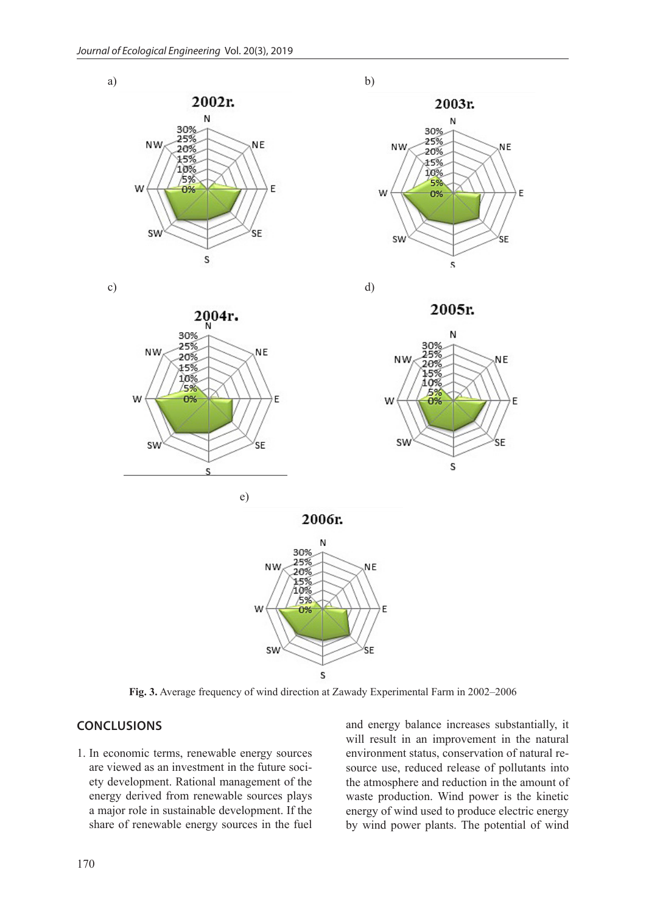a)

b)

c)

d)

e)

Fig. 3. Average frequency of wind direction at Zawady Experimental Farm in 2002–2006

## CONCLUSIONS

1. In economic terms, renewable energy sources are viewed as an investment in the future society development. Rational management of the energy derived from renewable sources plays a major role in sustainable development. If the share of renewable energy sources in the fuel and energy balance increases substantially, it will result in an improvement in the natural environment status, conservation of natural resource use, reduced release of pollutants into the atmosphere and reduction in the amount of waste production. Wind power is the kinetic energy of wind used to produce electric energy by wind power plants. The potential of wind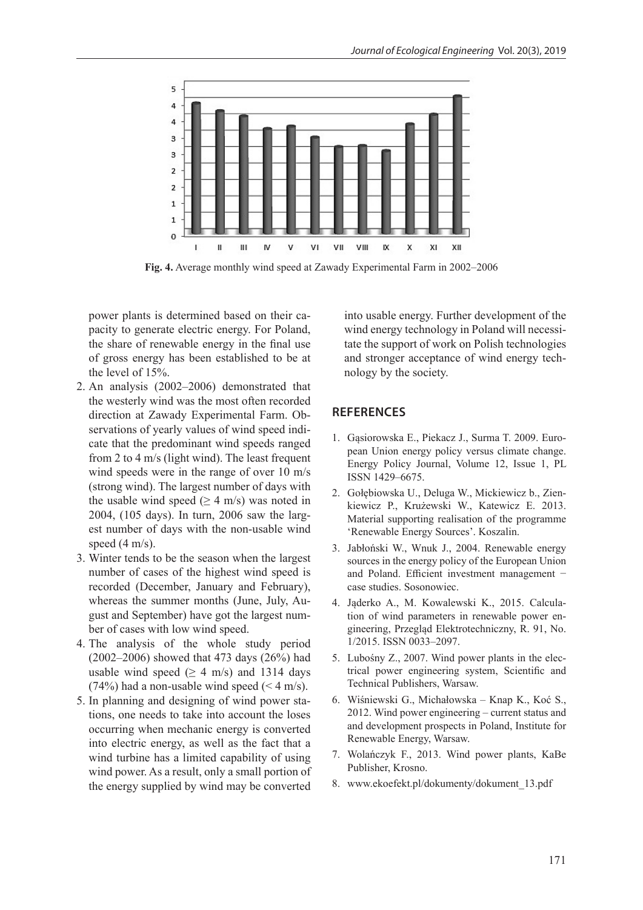5
4
4
3
3
2
2
1
1
0

I II III IV V VI VII VIII IX X XI XII

**Fig. 4.** Average monthly wind speed at Zawady Experimental Farm in 2002–2006

power plants is determined based on their capacity to generate electric energy. For Poland, the share of renewable energy in the final use of gross energy has been established to be at the level of 15%.

2. An analysis (2002–2006) demonstrated that the westerly wind was the most often recorded direction at Zawady Experimental Farm. Observations of yearly values of wind speed indicate that the predominant wind speeds ranged from 2 to 4 m/s (light wind). The least frequent wind speeds were in the range of over 10 m/s (strong wind). The largest number of days with the usable wind speed ($\geq$ 4 m/s) was noted in 2004, (105 days). In turn, 2006 saw the largest number of days with the non-usable wind speed (4 m/s).
3. Winter tends to be the season when the largest number of cases of the highest wind speed is recorded (December, January and February), whereas the summer months (June, July, August and September) have got the largest number of cases with low wind speed.
4. The analysis of the whole study period (2002–2006) showed that 473 days (26%) had usable wind speed ($\geq$ 4 m/s) and 1314 days (74%) had a non-usable wind speed ($<$ 4 m/s).
5. In planning and designing of wind power stations, one needs to take into account the loses occurring when mechanic energy is converted into electric energy, as well as the fact that a wind turbine has a limited capability of using wind power. As a result, only a small portion of the energy supplied by wind may be converted into usable energy. Further development of the wind energy technology in Poland will necessitate the support of work on Polish technologies and stronger acceptance of wind energy technology by the society.

## REFERENCES

1. Gąsiorowska E., Piekacz J., Surma T. 2009. European Union energy policy versus climate change. Energy Policy Journal, Volume 12, Issue 1, PL ISSN 1429–6675.
2. Gołębiowska U., Deluga W., Mickiewicz b., Zienkiewicz P., Krużewski W., Katewicz E. 2013. Material supporting realisation of the programme 'Renewable Energy Sources'. Koszalin.
3. Jabłoński W., Wnuk J., 2004. Renewable energy sources in the energy policy of the European Union and Poland. Efficient investment management − case studies. Sosonowiec.
4. Jąderko A., M. Kowalewski K., 2015. Calculation of wind parameters in renewable power engineering, Przegląd Elektrotechniczny, R. 91, No. 1/2015. ISSN 0033–2097.
5. Lubośny Z., 2007. Wind power plants in the electrical power engineering system, Scientific and Technical Publishers, Warsaw.
6. Wiśniewski G., Michałowska – Knap K., Koć S., 2012. Wind power engineering – current status and and development prospects in Poland, Institute for Renewable Energy, Warsaw.
7. Wolańczyk F., 2013. Wind power plants, KaBe Publisher, Krosno.
8. www.ekoefekt.pl/dokumenty/dokument_13.pdf